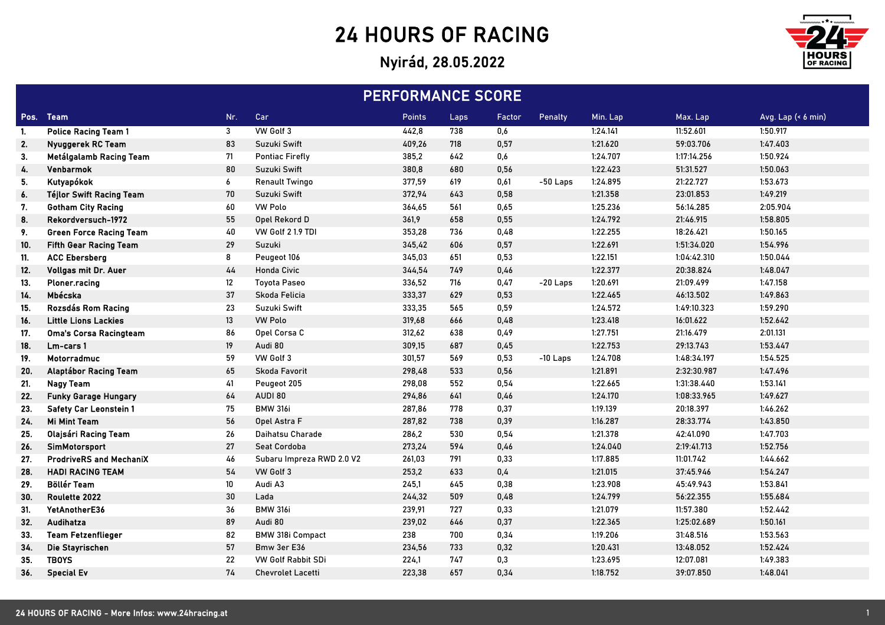# 24 HOURS OF RACING

## Nyirád, 28.05.2022

## PERFORMANCE SCORE

| Pos. | Team | Nr. | Car | Points | Laps | Factor | Penalty | Min. Lap | Max. Lap | Avg. Lap (< 6 min) |
|---|---|---|---|---|---|---|---|---|---|---|
| 1. | Police Racing Team 1 | 3 | VW Golf 3 | 442,8 | 738 | 0,6 | | 1:24.141 | 11:52.601 | 1:50.917 |
| 2. | Nyuggerek RC Team | 83 | Suzuki Swift | 409,26 | 718 | 0,57 | | 1:21.620 | 59:03.706 | 1:47.403 |
| 3. | Metálgalamb Racing Team | 71 | Pontiac Firefly | 385,2 | 642 | 0,6 | | 1:24.707 | 1:17:14.256 | 1:50.924 |
| 4. | Venbarmok | 80 | Suzuki Swift | 380,8 | 680 | 0,56 | | 1:22.423 | 51:31.527 | 1:50.063 |
| 5. | Kutyapókok | 6 | Renault Twingo | 377,59 | 619 | 0,61 | -50 Laps | 1:24.895 | 21:22.727 | 1:53.673 |
| 6. | Téjlor Swift Racing Team | 70 | Suzuki Swift | 372,94 | 643 | 0,58 | | 1:21.358 | 23:01.853 | 1:49.219 |
| 7. | Gotham City Racing | 60 | VW Polo | 364,65 | 561 | 0,65 | | 1:25.236 | 56:14.285 | 2:05.904 |
| 8. | Rekordversuch-1972 | 55 | Opel Rekord D | 361,9 | 658 | 0,55 | | 1:24.792 | 21:46.915 | 1:58.805 |
| 9. | Green Force Racing Team | 40 | VW Golf 2 1.9 TDI | 353,28 | 736 | 0,48 | | 1:22.255 | 18:26.421 | 1:50.165 |
| 10. | Fifth Gear Racing Team | 29 | Suzuki | 345,42 | 606 | 0,57 | | 1:22.691 | 1:51:34.020 | 1:54.996 |
| 11. | ACC Ebersberg | 8 | Peugeot 106 | 345,03 | 651 | 0,53 | | 1:22.151 | 1:04:42.310 | 1:50.044 |
| 12. | Vollgas mit Dr. Auer | 44 | Honda Civic | 344,54 | 749 | 0,46 | | 1:22.377 | 20:38.824 | 1:48.047 |
| 13. | Ploner.racing | 12 | Toyota Paseo | 336,52 | 716 | 0,47 | -20 Laps | 1:20.691 | 21:09.499 | 1:47.158 |
| 14. | Mbécska | 37 | Skoda Felicia | 333,37 | 629 | 0,53 | | 1:22.465 | 46:13.502 | 1:49.863 |
| 15. | Rozsdás Rom Racing | 23 | Suzuki Swift | 333,35 | 565 | 0,59 | | 1:24.572 | 1:49:10.323 | 1:59.290 |
| 16. | Little Lions Lackies | 13 | VW Polo | 319,68 | 666 | 0,48 | | 1:23.418 | 16:01.622 | 1:52.642 |
| 17. | Oma's Corsa Racingteam | 86 | Opel Corsa C | 312,62 | 638 | 0,49 | | 1:27.751 | 21:16.479 | 2:01.131 |
| 18. | Lm-cars 1 | 19 | Audi 80 | 309,15 | 687 | 0,45 | | 1:22.753 | 29:13.743 | 1:53.447 |
| 19. | Motorradmuc | 59 | VW Golf 3 | 301,57 | 569 | 0,53 | -10 Laps | 1:24.708 | 1:48:34.197 | 1:54.525 |
| 20. | Alaptábor Racing Team | 65 | Skoda Favorit | 298,48 | 533 | 0,56 | | 1:21.891 | 2:32:30.987 | 1:47.496 |
| 21. | Nagy Team | 41 | Peugeot 205 | 298,08 | 552 | 0,54 | | 1:22.665 | 1:31:38.440 | 1:53.141 |
| 22. | Funky Garage Hungary | 64 | AUDI 80 | 294,86 | 641 | 0,46 | | 1:24.170 | 1:08:33.965 | 1:49.627 |
| 23. | Safety Car Leonstein 1 | 75 | BMW 316i | 287,86 | 778 | 0,37 | | 1:19.139 | 20:18.397 | 1:46.262 |
| 24. | Mi Mint Team | 56 | Opel Astra F | 287,82 | 738 | 0,39 | | 1:16.287 | 28:33.774 | 1:43.850 |
| 25. | Olajsári Racing Team | 26 | Daihatsu Charade | 286,2 | 530 | 0,54 | | 1:21.378 | 42:41.090 | 1:47.703 |
| 26. | SimMotorsport | 27 | Seat Cordoba | 273,24 | 594 | 0,46 | | 1:24.040 | 2:19:41.713 | 1:52.756 |
| 27. | ProdriveRS and MechaniX | 46 | Subaru Impreza RWD 2.0 V2 | 261,03 | 791 | 0,33 | | 1:17.885 | 11:01.742 | 1:44.662 |
| 28. | HADI RACING TEAM | 54 | VW Golf 3 | 253,2 | 633 | 0,4 | | 1:21.015 | 37:45.946 | 1:54.247 |
| 29. | Böllér Team | 10 | Audi A3 | 245,1 | 645 | 0,38 | | 1:23.908 | 45:49.943 | 1:53.841 |
| 30. | Roulette 2022 | 30 | Lada | 244,32 | 509 | 0,48 | | 1:24.799 | 56:22.355 | 1:55.684 |
| 31. | YetAnotherE36 | 36 | BMW 316i | 239,91 | 727 | 0,33 | | 1:21.079 | 11:57.380 | 1:52.442 |
| 32. | Audihatza | 89 | Audi 80 | 239,02 | 646 | 0,37 | | 1:22.365 | 1:25:02.689 | 1:50.161 |
| 33. | Team Fetzenflieger | 82 | BMW 318i Compact | 238 | 700 | 0,34 | | 1:19.206 | 31:48.516 | 1:53.563 |
| 34. | Die Stayrischen | 57 | Bmw 3er E36 | 234,56 | 733 | 0,32 | | 1:20.431 | 13:48.052 | 1:52.424 |
| 35. | TBOYS | 22 | VW Golf Rabbit SDi | 224,1 | 747 | 0,3 | | 1:23.695 | 12:07.081 | 1:49.383 |
| 36. | Special Ev | 74 | Chevrolet Lacetti | 223,38 | 657 | 0,34 | | 1:18.752 | 39:07.850 | 1:48.041 |

24 HOURS OF RACING - More Infos: www.24hracing.at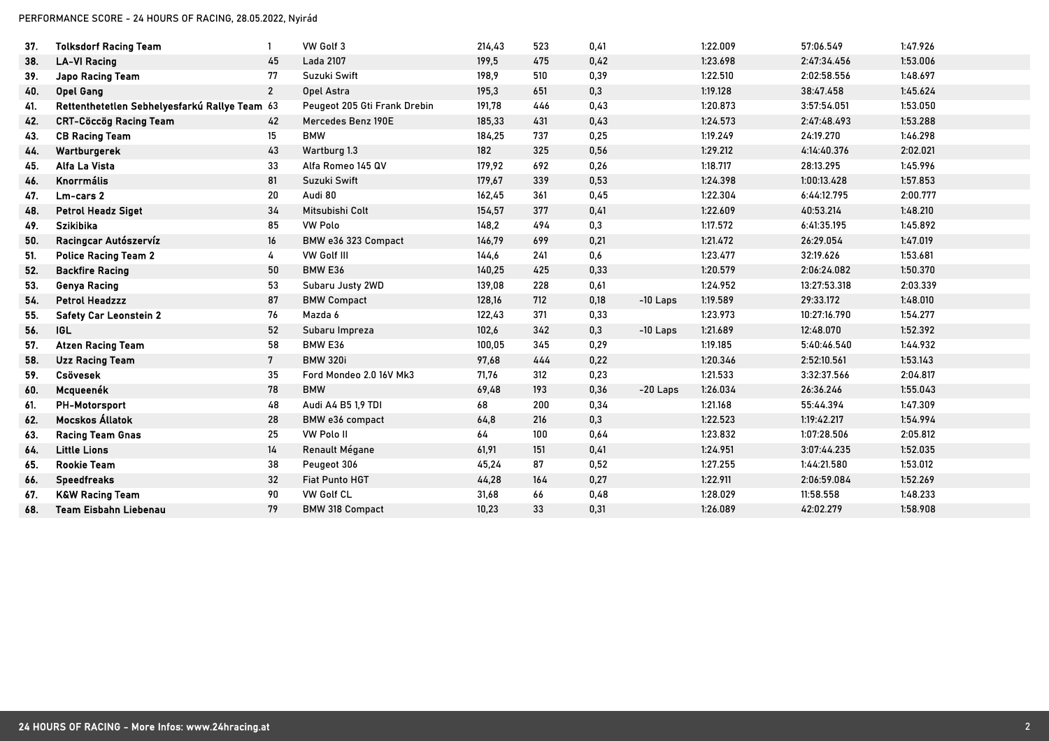PERFORMANCE SCORE - 24 HOURS OF RACING, 28.05.2022, Nyirád

| | | | | | | | | | | |
|---|---|---|---|---|---|---|---|---|---|---|
| 37. | **Tolksdorf Racing Team** | 1 | VW Golf 3 | 214,43 | 523 | 0,41 | | 1:22.009 | 57:06.549 | 1:47.926 |
| 38. | **LA-VI Racing** | 45 | Lada 2107 | 199,5 | 475 | 0,42 | | 1:23.698 | 2:47:34.456 | 1:53.006 |
| 39. | **Japo Racing Team** | 77 | Suzuki Swift | 198,9 | 510 | 0,39 | | 1:22.510 | 2:02:58.556 | 1:48.697 |
| 40. | **Opel Gang** | 2 | Opel Astra | 195,3 | 651 | 0,3 | | 1:19.128 | 38:47.458 | 1:45.624 |
| 41. | **Rettenthetetlen Sebhelyesfarkú Rallye Team** | 63 | Peugeot 205 Gti Frank Drebin | 191,78 | 446 | 0,43 | | 1:20.873 | 3:57:54.051 | 1:53.050 |
| 42. | **CRT-Cöccög Racing Team** | 42 | Mercedes Benz 190E | 185,33 | 431 | 0,43 | | 1:24.573 | 2:47:48.493 | 1:53.288 |
| 43. | **CB Racing Team** | 15 | BMW | 184,25 | 737 | 0,25 | | 1:19.249 | 24:19.270 | 1:46.298 |
| 44. | **Wartburgerek** | 43 | Wartburg 1.3 | 182 | 325 | 0,56 | | 1:29.212 | 4:14:40.376 | 2:02.021 |
| 45. | **Alfa La Vista** | 33 | Alfa Romeo 145 QV | 179,92 | 692 | 0,26 | | 1:18.717 | 28:13.295 | 1:45.996 |
| 46. | **Knorrmális** | 81 | Suzuki Swift | 179,67 | 339 | 0,53 | | 1:24.398 | 1:00:13.428 | 1:57.853 |
| 47. | **Lm-cars 2** | 20 | Audi 80 | 162,45 | 361 | 0,45 | | 1:22.304 | 6:44:12.795 | 2:00.777 |
| 48. | **Petrol Headz Siget** | 34 | Mitsubishi Colt | 154,57 | 377 | 0,41 | | 1:22.609 | 40:53.214 | 1:48.210 |
| 49. | **Szikibika** | 85 | VW Polo | 148,2 | 494 | 0,3 | | 1:17.572 | 6:41:35.195 | 1:45.892 |
| 50. | **Racingcar Autószervíz** | 16 | BMW e36 323 Compact | 146,79 | 699 | 0,21 | | 1:21.472 | 26:29.054 | 1:47.019 |
| 51. | **Police Racing Team 2** | 4 | VW Golf III | 144,6 | 241 | 0,6 | | 1:23.477 | 32:19.626 | 1:53.681 |
| 52. | **Backfire Racing** | 50 | BMW E36 | 140,25 | 425 | 0,33 | | 1:20.579 | 2:06:24.082 | 1:50.370 |
| 53. | **Genya Racing** | 53 | Subaru Justy 2WD | 139,08 | 228 | 0,61 | | 1:24.952 | 13:27:53.318 | 2:03.339 |
| 54. | **Petrol Headzzz** | 87 | BMW Compact | 128,16 | 712 | 0,18 | -10 Laps | 1:19.589 | 29:33.172 | 1:48.010 |
| 55. | **Safety Car Leonstein 2** | 76 | Mazda 6 | 122,43 | 371 | 0,33 | | 1:23.973 | 10:27:16.790 | 1:54.277 |
| 56. | **IGL** | 52 | Subaru Impreza | 102,6 | 342 | 0,3 | -10 Laps | 1:21.689 | 12:48.070 | 1:52.392 |
| 57. | **Atzen Racing Team** | 58 | BMW E36 | 100,05 | 345 | 0,29 | | 1:19.185 | 5:40:46.540 | 1:44.932 |
| 58. | **Uzz Racing Team** | 7 | BMW 320i | 97,68 | 444 | 0,22 | | 1:20.346 | 2:52:10.561 | 1:53.143 |
| 59. | **Csövesek** | 35 | Ford Mondeo 2.0 16V Mk3 | 71,76 | 312 | 0,23 | | 1:21.533 | 3:32:37.566 | 2:04.817 |
| 60. | **Mcqueenék** | 78 | BMW | 69,48 | 193 | 0,36 | -20 Laps | 1:26.034 | 26:36.246 | 1:55.043 |
| 61. | **PH-Motorsport** | 48 | Audi A4 B5 1,9 TDI | 68 | 200 | 0,34 | | 1:21.168 | 55:44.394 | 1:47.309 |
| 62. | **Mocskos Állatok** | 28 | BMW e36 compact | 64,8 | 216 | 0,3 | | 1:22.523 | 1:19:42.217 | 1:54.994 |
| 63. | **Racing Team Gnas** | 25 | VW Polo II | 64 | 100 | 0,64 | | 1:23.832 | 1:07:28.506 | 2:05.812 |
| 64. | **Little Lions** | 14 | Renault Mégane | 61,91 | 151 | 0,41 | | 1:24.951 | 3:07:44.235 | 1:52.035 |
| 65. | **Rookie Team** | 38 | Peugeot 306 | 45,24 | 87 | 0,52 | | 1:27.255 | 1:44:21.580 | 1:53.012 |
| 66. | **Speedfreaks** | 32 | Fiat Punto HGT | 44,28 | 164 | 0,27 | | 1:22.911 | 2:06:59.084 | 1:52.269 |
| 67. | **K&W Racing Team** | 90 | VW Golf CL | 31,68 | 66 | 0,48 | | 1:28.029 | 11:58.558 | 1:48.233 |
| 68. | **Team Eisbahn Liebenau** | 79 | BMW 318 Compact | 10,23 | 33 | 0,31 | | 1:26.089 | 42:02.279 | 1:58.908 |

24 HOURS OF RACING - More Infos: www.24hracing.at